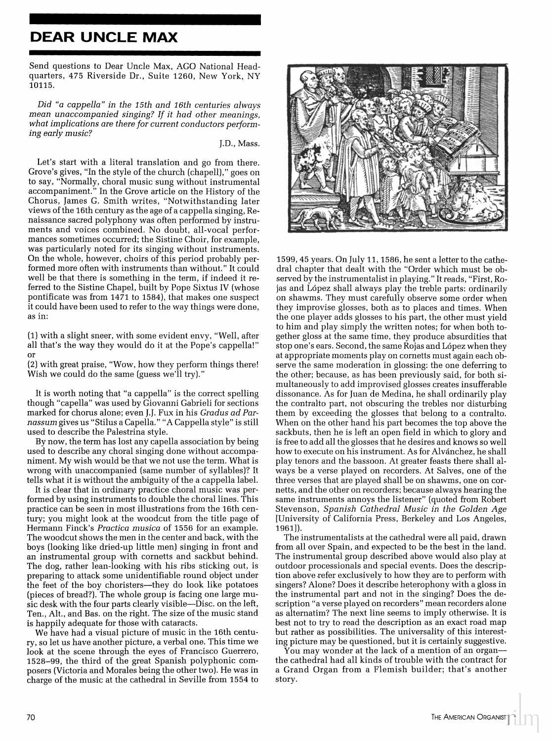# DEAR UNCLE MAX

Send questions to Dear Uncle Max, AGO National Headquarters, 475 Riverside Dr., Suite 1260, New York, NY 10115.

*Did "a cappella" in the 15th and 16th centuries always mean unaccompanied singing? If it had other meanings, what implications are there for current conductors performing early music?*

J.D., Mass.

Let's start with a literal translation and go from there. Grove's gives, "In the style of the church (chapell)," goes on to say, "Normally, choral music sung without instrumental accompaniment." In the Grove article on the History of the Chorus, James G. Smith writes, "Notwithstanding later views of the 16th century as the age of a cappella singing, Renaissance sacred polyphony was often performed by instruments and voices combined. No doubt, all-vocal performances sometimes occurred; the Sistine Choir, for example, was particularly noted for its singing without instruments. On the whole, however, choirs of this period probably performed more often with instruments than without." It could well be that there is something in the term, if indeed it referred to the Sistine Chapel, built by Pope Sixtus IV (whose pontificate was from 1471 to 1584), that makes one suspect it could have been used to refer to the way things were done, as in:

(1) with a slight sneer, with some evident envy, "Well, after all that's the way they would do it at the Pope's cappella!" or
(2) with great praise, "Wow, how they perform things there! Wish we could do the same (guess we'll try)."

It is worth noting that "a cappella" is the correct spelling though "capella" was used by Giovanni Gabrieli for sections marked for chorus alone; even J.J. Fux in his *Gradus ad Parnassum* gives us "Stilus a Capella." "A Cappella style" is still used to describe the Palestrina style.

By now, the term has lost any capella association by being used to describe any choral singing done without accompaniment. My wish would be that we not use the term. What is wrong with unaccompanied (same number of syllables)? It tells what it is without the ambiguity of the a cappella label.

It is clear that in ordinary practice choral music was performed by using instruments to double the choral lines. This practice can be seen in most illustrations from the 16th century; you might look at the woodcut from the title page of Hermann Finck's *Practica musica* of 1556 for an example. The woodcut shows the men in the center and back, with the boys (looking like dried-up little men) singing in front and an instrumental group with cornetts and sackbut behind. The dog, rather lean-looking with his ribs sticking out, is preparing to attack some unidentifiable round object under the feet of the boy choristers—they do look like potatoes (pieces of bread?). The whole group is facing one large music desk with the four parts clearly visible—Disc. on the left, Ten., Alt., and Bas. on the right. The size of the music stand is happily adequate for those with cataracts.

We have had a visual picture of music in the 16th century, so let us have another picture, a verbal one. This time we look at the scene through the eyes of Francisco Guerrero, 1528–99, the third of the great Spanish polyphonic composers (Victoria and Morales being the other two). He was in charge of the music at the cathedral in Seville from 1554 to 1599, 45 years. On July 11, 1586, he sent a letter to the cathedral chapter that dealt with the "Order which must be observed by the instrumentalist in playing." It reads, "First, Rojas and López shall always play the treble parts: ordinarily on shawms. They must carefully observe some order when they improvise glosses, both as to places and times. When the one player adds glosses to his part, the other must yield to him and play simply the written notes; for when both together gloss at the same time, they produce absurdities that stop one's ears. Second, the same Rojas and López when they at appropriate moments play on cornetts must again each observe the same moderation in glossing: the one deferring to the other; because, as has been previously said, for both simultaneously to add improvised glosses creates insufferable dissonance. As for Juan de Medina, he shall ordinarily play the contralto part, not obscuring the trebles nor disturbing them by exceeding the glosses that belong to a contralto. When on the other hand his part becomes the top above the sackbuts, then he is left an open field in which to glory and is free to add all the glosses that he desires and knows so well how to execute on his instrument. As for Alvánchez, he shall play tenors and the bassoon. At greater feasts there shall always be a verse played on recorders. At Salves, one of the three verses that are played shall be on shawms, one on cornetts, and the other on recorders; because always hearing the same instruments annoys the listener" (quoted from Robert Stevenson, *Spanish Cathedral Music in the Golden Age* [University of California Press, Berkeley and Los Angeles, 1961]).

The instrumentalists at the cathedral were all paid, drawn from all over Spain, and expected to be the best in the land. The instrumental group described above would also play at outdoor processionals and special events. Does the description above refer exclusively to how they are to perform with singers? Alone? Does it describe heterophony with a gloss in the instrumental part and not in the singing? Does the description "a verse played on recorders" mean recorders alone as alternatim? The next line seems to imply otherwise. It is best not to try to read the description as an exact road map but rather as possibilities. The universality of this interesting picture may be questioned, but it is certainly suggestive.

You may wonder at the lack of a mention of an organ—the cathedral had all kinds of trouble with the contract for a Grand Organ from a Flemish builder; that's another story.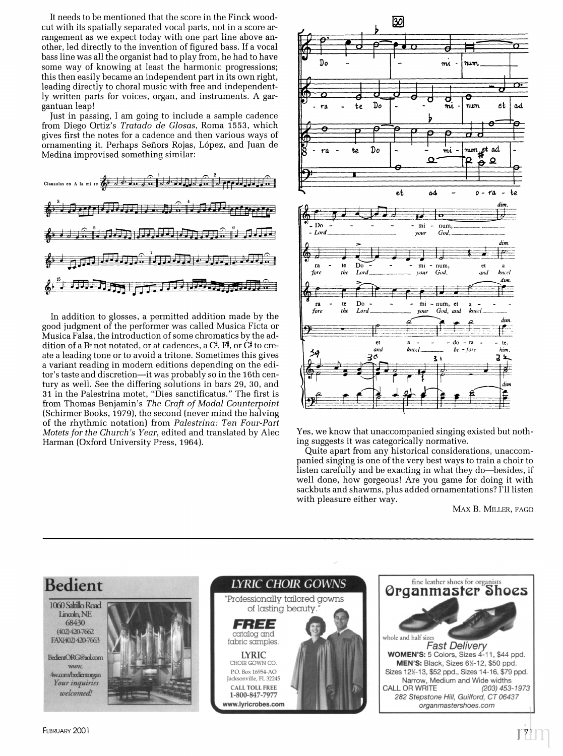It needs to be mentioned that the score in the Finck woodcut with its spatially separated vocal parts, not in a score arrangement as we expect today with one part line above another, led directly to the invention of figured bass. If a vocal bass line was all the organist had to play from, he had to have some way of knowing at least the harmonic progressions; this then easily became an independent part in its own right, leading directly to choral music with free and independently written parts for voices, organ, and instruments. A gargantuan leap!

Just in passing, I am going to include a sample cadence from Diego Ortiz's *Tratado de Glosas*, Roma 1553, which gives first the notes for a cadence and then various ways of ornamenting it. Perhaps Señors Rojas, López, and Juan de Medina improvised something similar:

Clausulas en A la mi re

In addition to glosses, a permitted addition made by the good judgment of the performer was called Musica Ficta or Musica Falsa, the introduction of some chromatics by the addition of a B♭ not notated, or at cadences, a C♯, F♯, or G♯ to create a leading tone or to avoid a tritone. Sometimes this gives a variant reading in modern editions depending on the editor's taste and discretion—it was probably so in the 16th century as well. See the differing solutions in bars 29, 30, and 31 in the Palestrina motet, "Dies sanctificatus." The first is from Thomas Benjamin's *The Craft of Modal Counterpoint* (Schirmer Books, 1979), the second (never mind the halving of the rhythmic notation) from *Palestrina: Ten Four-Part Motets for the Church's Year*, edited and translated by Alec Harman (Oxford University Press, 1964).

Yes, we know that unaccompanied singing existed but nothing suggests it was categorically normative.

Quite apart from any historical considerations, unaccompanied singing is one of the very best ways to train a choir to listen carefully and be exacting in what they do—besides, if well done, how gorgeous! Are you game for doing it with sackbuts and shawms, plus added ornamentations? I'll listen with pleasure either way.

MAX B. MILLER, FAGO

**Bedient**
1060 Saltillo Road
Lincoln, NE
68430
(402) 420-7662
FAX (402) 420-7663
BedientORG@aol.com
www.4w.com/bedientorgan
*Your inquiries welcomed!*

**LYRIC CHOIR GOWNS**
"Professionally tailored gowns of lasting beauty."
**FREE** catalog and fabric samples.
LYRIC CHOIR GOWN CO.
P.O. Box 16954-AO
Jacksonville, FL 32245
CALL TOLL FREE
1-800-847-7977
www.lyricrobes.com

fine leather shoes for organists
**Organmaster Shoes**
whole and half sizes
*Fast Delivery*
**WOMEN'S:** 5 Colors, Sizes 4-11, \$44 ppd.
**MEN'S:** Black, Sizes 6½-12, \$50 ppd.
Sizes 12½-13, \$52 ppd., Sizes 14-16, \$79 ppd.
Narrow, Medium and Wide widths
CALL OR WRITE (203) 453-1973
282 Stepstone Hill, Guilford, CT 06437
organmastershoes.com